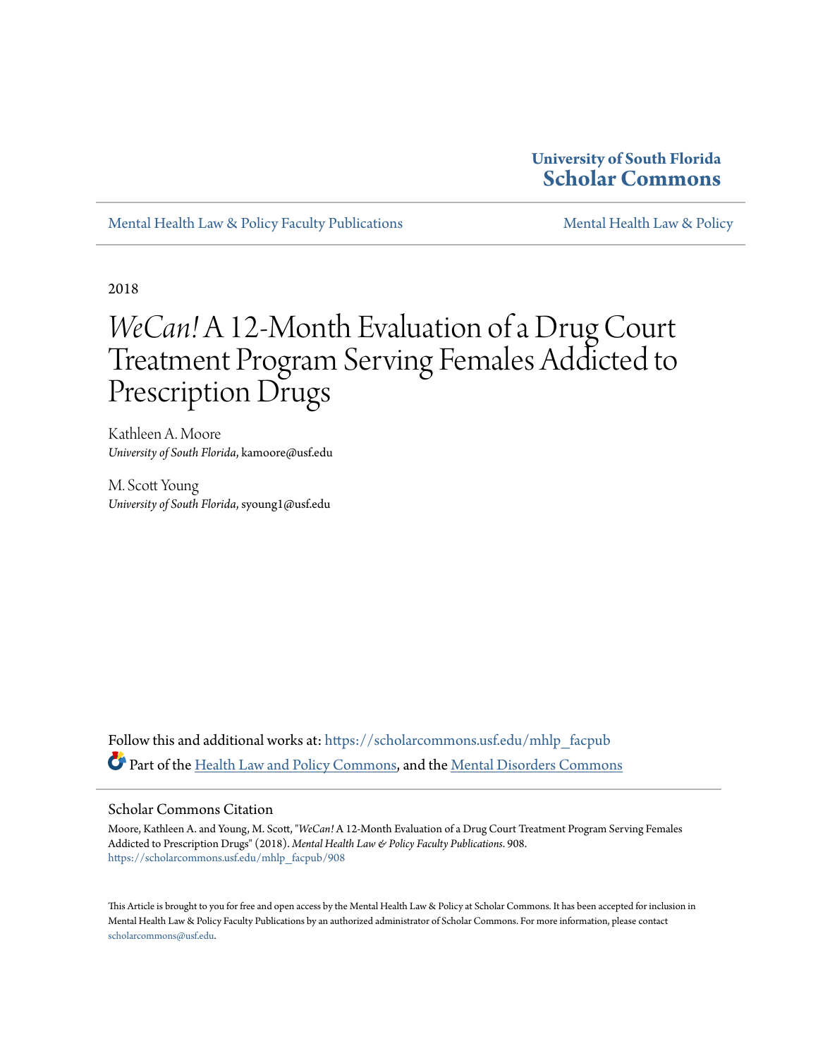University of South Florida
**Scholar Commons**

Mental Health Law & Policy Faculty Publications | Mental Health Law & Policy

2018

# *WeCan!* A 12-Month Evaluation of a Drug Court Treatment Program Serving Females Addicted to Prescription Drugs

Kathleen A. Moore
*University of South Florida*, kamoore@usf.edu

M. Scott Young
*University of South Florida*, syoung1@usf.edu

Follow this and additional works at: https://scholarcommons.usf.edu/mhlp_facpub

Part of the Health Law and Policy Commons, and the Mental Disorders Commons

## Scholar Commons Citation

Moore, Kathleen A. and Young, M. Scott, "*WeCan!* A 12-Month Evaluation of a Drug Court Treatment Program Serving Females Addicted to Prescription Drugs" (2018). *Mental Health Law & Policy Faculty Publications*. 908.
https://scholarcommons.usf.edu/mhlp_facpub/908

This Article is brought to you for free and open access by the Mental Health Law & Policy at Scholar Commons. It has been accepted for inclusion in Mental Health Law & Policy Faculty Publications by an authorized administrator of Scholar Commons. For more information, please contact scholarcommons@usf.edu.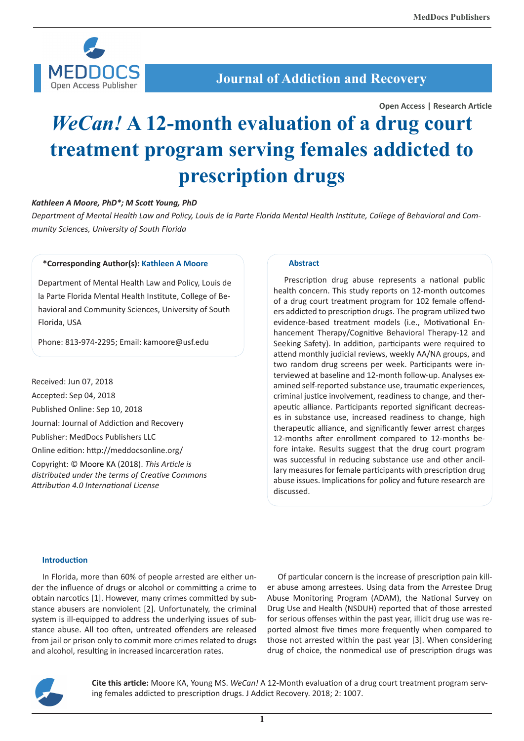# *WeCan!* A 12-month evaluation of a drug court treatment program serving females addicted to prescription drugs

*Kathleen A Moore, PhD\*; M Scott Young, PhD*

*Department of Mental Health Law and Policy, Louis de la Parte Florida Mental Health Institute, College of Behavioral and Community Sciences, University of South Florida*

**\*Corresponding Author(s): Kathleen A Moore**

Department of Mental Health Law and Policy, Louis de la Parte Florida Mental Health Institute, College of Behavioral and Community Sciences, University of South Florida, USA

Phone: 813-974-2295; Email: kamoore@usf.edu

Received: Jun 07, 2018

Accepted: Sep 04, 2018

Published Online: Sep 10, 2018

Journal: Journal of Addiction and Recovery

Publisher: MedDocs Publishers LLC

Online edition: http://meddocsonline.org/

Copyright: © Moore KA (2018). *This Article is distributed under the terms of Creative Commons Attribution 4.0 International License*

## Abstract

Prescription drug abuse represents a national public health concern. This study reports on 12-month outcomes of a drug court treatment program for 102 female offenders addicted to prescription drugs. The program utilized two evidence-based treatment models (i.e., Motivational Enhancement Therapy/Cognitive Behavioral Therapy-12 and Seeking Safety). In addition, participants were required to attend monthly judicial reviews, weekly AA/NA groups, and two random drug screens per week. Participants were interviewed at baseline and 12-month follow-up. Analyses examined self-reported substance use, traumatic experiences, criminal justice involvement, readiness to change, and therapeutic alliance. Participants reported significant decreases in substance use, increased readiness to change, high therapeutic alliance, and significantly fewer arrest charges 12-months after enrollment compared to 12-months before intake. Results suggest that the drug court program was successful in reducing substance use and other ancillary measures for female participants with prescription drug abuse issues. Implications for policy and future research are discussed.

## Introduction

In Florida, more than 60% of people arrested are either under the influence of drugs or alcohol or committing a crime to obtain narcotics [1]. However, many crimes committed by substance abusers are nonviolent [2]. Unfortunately, the criminal system is ill-equipped to address the underlying issues of substance abuse. All too often, untreated offenders are released from jail or prison only to commit more crimes related to drugs and alcohol, resulting in increased incarceration rates.

Of particular concern is the increase of prescription pain killer abuse among arrestees. Using data from the Arrestee Drug Abuse Monitoring Program (ADAM), the National Survey on Drug Use and Health (NSDUH) reported that of those arrested for serious offenses within the past year, illicit drug use was reported almost five times more frequently when compared to those not arrested within the past year [3]. When considering drug of choice, the nonmedical use of prescription drugs was

**Cite this article:** Moore KA, Young MS. *WeCan!* A 12-Month evaluation of a drug court treatment program serving females addicted to prescription drugs. J Addict Recovery. 2018; 2: 1007.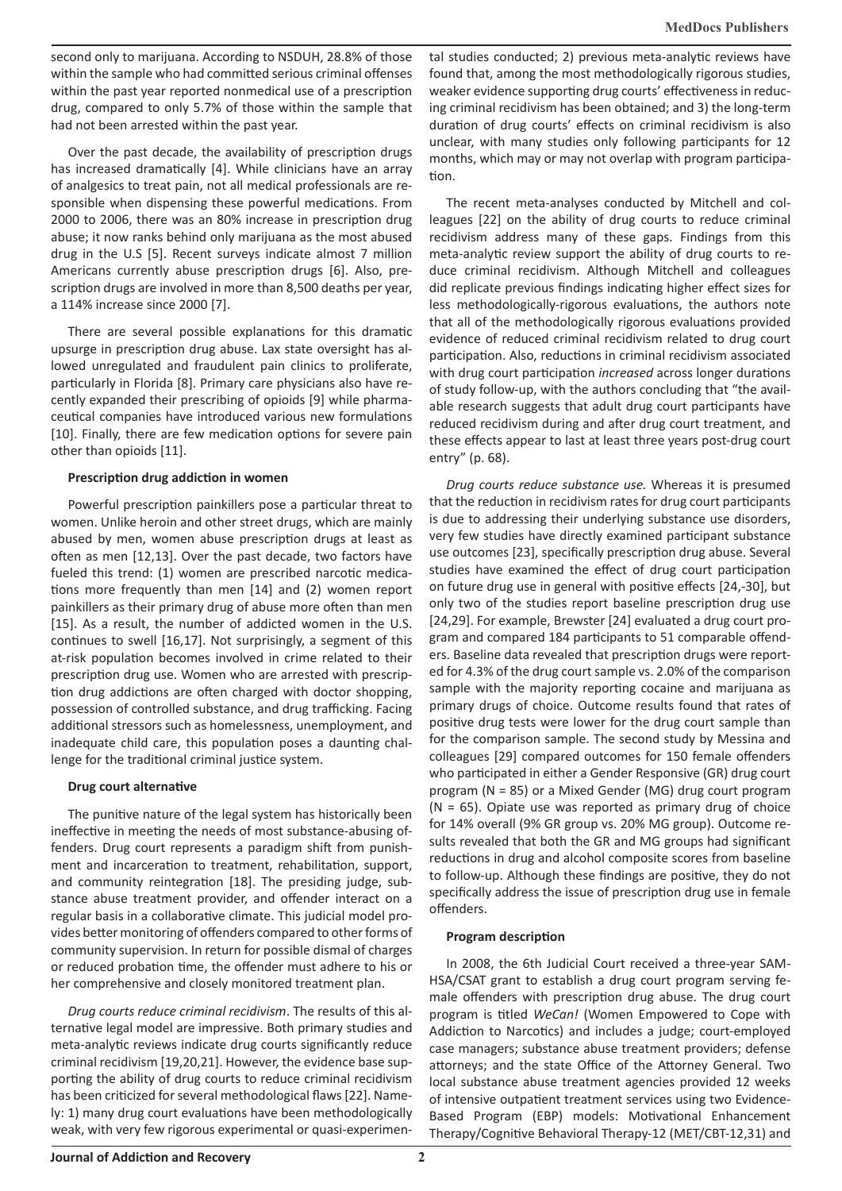second only to marijuana. According to NSDUH, 28.8% of those within the sample who had committed serious criminal offenses within the past year reported nonmedical use of a prescription drug, compared to only 5.7% of those within the sample that had not been arrested within the past year.

Over the past decade, the availability of prescription drugs has increased dramatically [4]. While clinicians have an array of analgesics to treat pain, not all medical professionals are responsible when dispensing these powerful medications. From 2000 to 2006, there was an 80% increase in prescription drug abuse; it now ranks behind only marijuana as the most abused drug in the U.S [5]. Recent surveys indicate almost 7 million Americans currently abuse prescription drugs [6]. Also, prescription drugs are involved in more than 8,500 deaths per year, a 114% increase since 2000 [7].

There are several possible explanations for this dramatic upsurge in prescription drug abuse. Lax state oversight has allowed unregulated and fraudulent pain clinics to proliferate, particularly in Florida [8]. Primary care physicians also have recently expanded their prescribing of opioids [9] while pharmaceutical companies have introduced various new formulations [10]. Finally, there are few medication options for severe pain other than opioids [11].

**Prescription drug addiction in women**

Powerful prescription painkillers pose a particular threat to women. Unlike heroin and other street drugs, which are mainly abused by men, women abuse prescription drugs at least as often as men [12,13]. Over the past decade, two factors have fueled this trend: (1) women are prescribed narcotic medications more frequently than men [14] and (2) women report painkillers as their primary drug of abuse more often than men [15]. As a result, the number of addicted women in the U.S. continues to swell [16,17]. Not surprisingly, a segment of this at-risk population becomes involved in crime related to their prescription drug use. Women who are arrested with prescription drug addictions are often charged with doctor shopping, possession of controlled substance, and drug trafficking. Facing additional stressors such as homelessness, unemployment, and inadequate child care, this population poses a daunting challenge for the traditional criminal justice system.

**Drug court alternative**

The punitive nature of the legal system has historically been ineffective in meeting the needs of most substance-abusing offenders. Drug court represents a paradigm shift from punishment and incarceration to treatment, rehabilitation, support, and community reintegration [18]. The presiding judge, substance abuse treatment provider, and offender interact on a regular basis in a collaborative climate. This judicial model provides better monitoring of offenders compared to other forms of community supervision. In return for possible dismal of charges or reduced probation time, the offender must adhere to his or her comprehensive and closely monitored treatment plan.

*Drug courts reduce criminal recidivism*. The results of this alternative legal model are impressive. Both primary studies and meta-analytic reviews indicate drug courts significantly reduce criminal recidivism [19,20,21]. However, the evidence base supporting the ability of drug courts to reduce criminal recidivism has been criticized for several methodological flaws [22]. Namely: 1) many drug court evaluations have been methodologically weak, with very few rigorous experimental or quasi-experimental studies conducted; 2) previous meta-analytic reviews have found that, among the most methodologically rigorous studies, weaker evidence supporting drug courts' effectiveness in reducing criminal recidivism has been obtained; and 3) the long-term duration of drug courts' effects on criminal recidivism is also unclear, with many studies only following participants for 12 months, which may or may not overlap with program participation.

The recent meta-analyses conducted by Mitchell and colleagues [22] on the ability of drug courts to reduce criminal recidivism address many of these gaps. Findings from this meta-analytic review support the ability of drug courts to reduce criminal recidivism. Although Mitchell and colleagues did replicate previous findings indicating higher effect sizes for less methodologically-rigorous evaluations, the authors note that all of the methodologically rigorous evaluations provided evidence of reduced criminal recidivism related to drug court participation. Also, reductions in criminal recidivism associated with drug court participation *increased* across longer durations of study follow-up, with the authors concluding that "the available research suggests that adult drug court participants have reduced recidivism during and after drug court treatment, and these effects appear to last at least three years post-drug court entry" (p. 68).

*Drug courts reduce substance use.* Whereas it is presumed that the reduction in recidivism rates for drug court participants is due to addressing their underlying substance use disorders, very few studies have directly examined participant substance use outcomes [23], specifically prescription drug abuse. Several studies have examined the effect of drug court participation on future drug use in general with positive effects [24,-30], but only two of the studies report baseline prescription drug use [24,29]. For example, Brewster [24] evaluated a drug court program and compared 184 participants to 51 comparable offenders. Baseline data revealed that prescription drugs were reported for 4.3% of the drug court sample vs. 2.0% of the comparison sample with the majority reporting cocaine and marijuana as primary drugs of choice. Outcome results found that rates of positive drug tests were lower for the drug court sample than for the comparison sample. The second study by Messina and colleagues [29] compared outcomes for 150 female offenders who participated in either a Gender Responsive (GR) drug court program (N = 85) or a Mixed Gender (MG) drug court program (N = 65). Opiate use was reported as primary drug of choice for 14% overall (9% GR group vs. 20% MG group). Outcome results revealed that both the GR and MG groups had significant reductions in drug and alcohol composite scores from baseline to follow-up. Although these findings are positive, they do not specifically address the issue of prescription drug use in female offenders.

**Program description**

In 2008, the 6th Judicial Court received a three-year SAMHSA/CSAT grant to establish a drug court program serving female offenders with prescription drug abuse. The drug court program is titled *WeCan!* (Women Empowered to Cope with Addiction to Narcotics) and includes a judge; court-employed case managers; substance abuse treatment providers; defense attorneys; and the state Office of the Attorney General. Two local substance abuse treatment agencies provided 12 weeks of intensive outpatient treatment services using two Evidence-Based Program (EBP) models: Motivational Enhancement Therapy/Cognitive Behavioral Therapy-12 (MET/CBT-12,31) and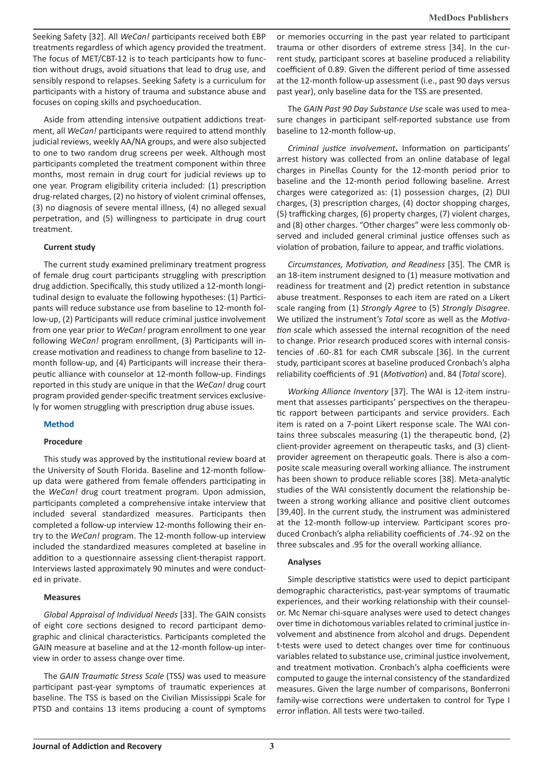Seeking Safety [32]. All *WeCan!* participants received both EBP treatments regardless of which agency provided the treatment. The focus of MET/CBT-12 is to teach participants how to function without drugs, avoid situations that lead to drug use, and sensibly respond to relapses. Seeking Safety is a curriculum for participants with a history of trauma and substance abuse and focuses on coping skills and psychoeducation.

Aside from attending intensive outpatient addictions treatment, all *WeCan!* participants were required to attend monthly judicial reviews, weekly AA/NA groups, and were also subjected to one to two random drug screens per week. Although most participants completed the treatment component within three months, most remain in drug court for judicial reviews up to one year. Program eligibility criteria included: (1) prescription drug-related charges, (2) no history of violent criminal offenses, (3) no diagnosis of severe mental illness, (4) no alleged sexual perpetration, and (5) willingness to participate in drug court treatment.

### Current study

The current study examined preliminary treatment progress of female drug court participants struggling with prescription drug addiction. Specifically, this study utilized a 12-month longitudinal design to evaluate the following hypotheses: (1) Participants will reduce substance use from baseline to 12-month follow-up, (2) Participants will reduce criminal justice involvement from one year prior to *WeCan!* program enrollment to one year following *WeCan!* program enrollment, (3) Participants will increase motivation and readiness to change from baseline to 12-month follow-up, and (4) Participants will increase their therapeutic alliance with counselor at 12-month follow-up. Findings reported in this study are unique in that the *WeCan!* drug court program provided gender-specific treatment services exclusively for women struggling with prescription drug abuse issues.

## Method

### Procedure

This study was approved by the institutional review board at the University of South Florida. Baseline and 12-month follow-up data were gathered from female offenders participating in the *WeCan!* drug court treatment program. Upon admission, participants completed a comprehensive intake interview that included several standardized measures. Participants then completed a follow-up interview 12-months following their entry to the *WeCan!* program. The 12-month follow-up interview included the standardized measures completed at baseline in addition to a questionnaire assessing client-therapist rapport. Interviews lasted approximately 90 minutes and were conducted in private.

### Measures

*Global Appraisal of Individual Needs* [33]. The GAIN consists of eight core sections designed to record participant demographic and clinical characteristics. Participants completed the GAIN measure at baseline and at the 12-month follow-up interview in order to assess change over time.

The *GAIN Traumatic Stress Scale* (TSS*)* was used to measure participant past-year symptoms of traumatic experiences at baseline. The TSS is based on the Civilian Mississippi Scale for PTSD and contains 13 items producing a count of symptoms or memories occurring in the past year related to participant trauma or other disorders of extreme stress [34]. In the current study, participant scores at baseline produced a reliability coefficient of 0.89. Given the different period of time assessed at the 12-month follow-up assessment (i.e., past 90 days versus past year), only baseline data for the TSS are presented.

The *GAIN Past 90 Day Substance Use* scale was used to measure changes in participant self-reported substance use from baseline to 12-month follow-up.

*Criminal justice involvement***.** Information on participants' arrest history was collected from an online database of legal charges in Pinellas County for the 12-month period prior to baseline and the 12-month period following baseline. Arrest charges were categorized as: (1) possession charges, (2) DUI charges, (3) prescription charges, (4) doctor shopping charges, (5) trafficking charges, (6) property charges, (7) violent charges, and (8) other charges. "Other charges" were less commonly observed and included general criminal justice offenses such as violation of probation, failure to appear, and traffic violations.

*Circumstances, Motivation, and Readiness* [35]. The CMR is an 18-item instrument designed to (1) measure motivation and readiness for treatment and (2) predict retention in substance abuse treatment. Responses to each item are rated on a Likert scale ranging from (1) *Strongly Agree* to (5) *Strongly Disagree*. We utilized the instrument's *Total* score as well as the *Motivation* scale which assessed the internal recognition of the need to change. Prior research produced scores with internal consistencies of .60-.81 for each CMR subscale [36]. In the current study, participant scores at baseline produced Cronbach's alpha reliability coefficients of .91 (*Motivation*) and. 84 (*Total* score).

*Working Alliance Inventory* [37]. The WAI is 12-item instrument that assesses participants' perspectives on the therapeutic rapport between participants and service providers. Each item is rated on a 7-point Likert response scale. The WAI contains three subscales measuring (1) the therapeutic bond, (2) client-provider agreement on therapeutic tasks, and (3) client-provider agreement on therapeutic goals. There is also a composite scale measuring overall working alliance. The instrument has been shown to produce reliable scores [38]. Meta-analytic studies of the WAI consistently document the relationship between a strong working alliance and positive client outcomes [39,40]. In the current study, the instrument was administered at the 12-month follow-up interview. Participant scores produced Cronbach's alpha reliability coefficients of .74-.92 on the three subscales and .95 for the overall working alliance.

### Analyses

Simple descriptive statistics were used to depict participant demographic characteristics, past-year symptoms of traumatic experiences, and their working relationship with their counselor. Mc Nemar chi-square analyses were used to detect changes over time in dichotomous variables related to criminal justice involvement and abstinence from alcohol and drugs. Dependent t-tests were used to detect changes over time for continuous variables related to substance use, criminal justice involvement, and treatment motivation. Cronbach's alpha coefficients were computed to gauge the internal consistency of the standardized measures. Given the large number of comparisons, Bonferroni family-wise corrections were undertaken to control for Type I error inflation. All tests were two-tailed.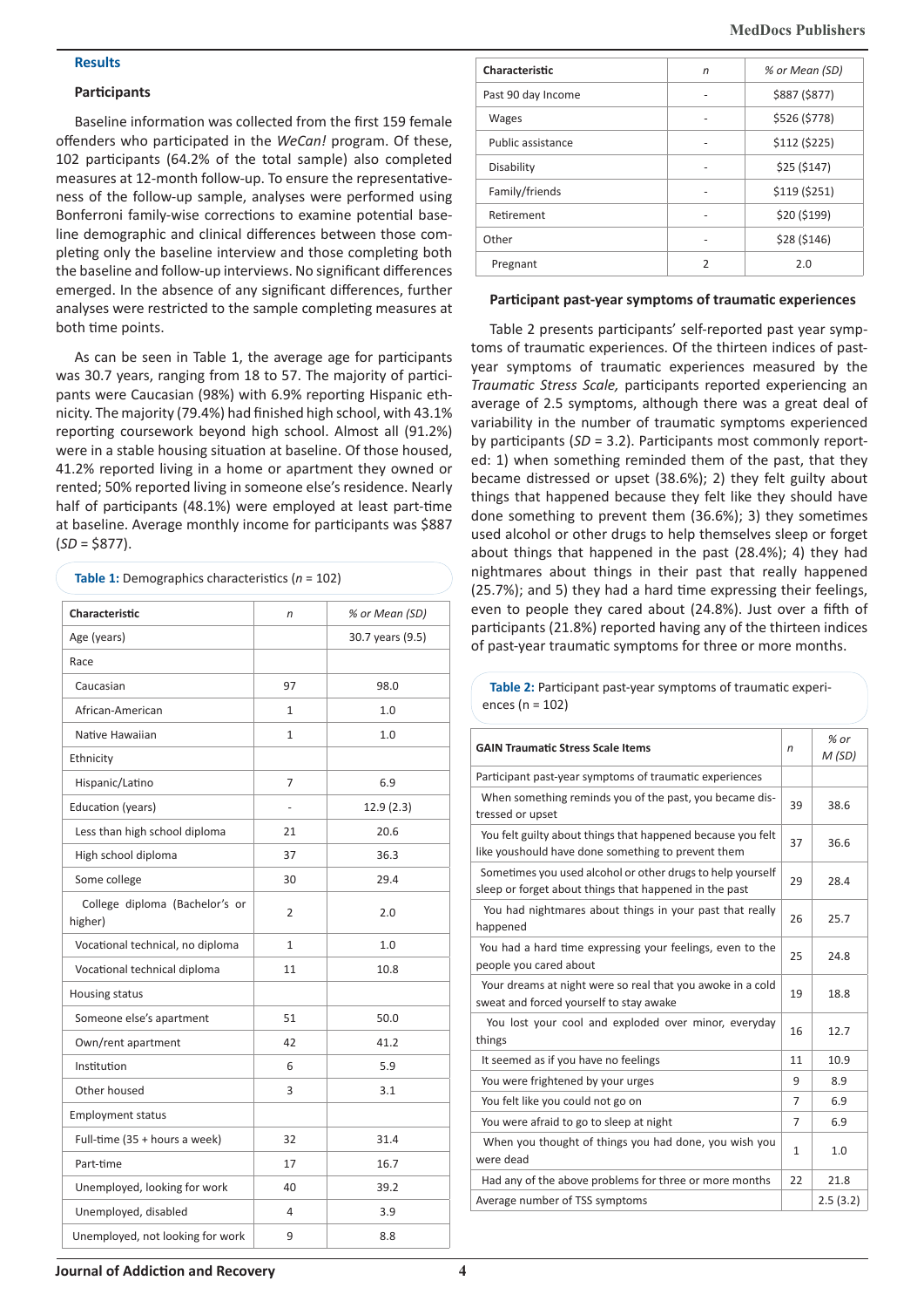## Results

### Participants

Baseline information was collected from the first 159 female offenders who participated in the *WeCan!* program. Of these, 102 participants (64.2% of the total sample) also completed measures at 12-month follow-up. To ensure the representativeness of the follow-up sample, analyses were performed using Bonferroni family-wise corrections to examine potential baseline demographic and clinical differences between those completing only the baseline interview and those completing both the baseline and follow-up interviews. No significant differences emerged. In the absence of any significant differences, further analyses were restricted to the sample completing measures at both time points.

As can be seen in Table 1, the average age for participants was 30.7 years, ranging from 18 to 57. The majority of participants were Caucasian (98%) with 6.9% reporting Hispanic ethnicity. The majority (79.4%) had finished high school, with 43.1% reporting coursework beyond high school. Almost all (91.2%) were in a stable housing situation at baseline. Of those housed, 41.2% reported living in a home or apartment they owned or rented; 50% reported living in someone else's residence. Nearly half of participants (48.1%) were employed at least part-time at baseline. Average monthly income for participants was $887 (*SD* = $877).

**Table 1:** Demographics characteristics (*n* = 102)

| Characteristic | *n* | *% or Mean (SD)* |
|---|---|---|
| Age (years) | | 30.7 years (9.5) |
| Race | | |
| Caucasian | 97 | 98.0 |
| African-American | 1 | 1.0 |
| Native Hawaiian | 1 | 1.0 |
| Ethnicity | | |
| Hispanic/Latino | 7 | 6.9 |
| Education (years) | - | 12.9 (2.3) |
| Less than high school diploma | 21 | 20.6 |
| High school diploma | 37 | 36.3 |
| Some college | 30 | 29.4 |
| College diploma (Bachelor's or higher) | 2 | 2.0 |
| Vocational technical, no diploma | 1 | 1.0 |
| Vocational technical diploma | 11 | 10.8 |
| Housing status | | |
| Someone else's apartment | 51 | 50.0 |
| Own/rent apartment | 42 | 41.2 |
| Institution | 6 | 5.9 |
| Other housed | 3 | 3.1 |
| Employment status | | |
| Full-time (35 + hours a week) | 32 | 31.4 |
| Part-time | 17 | 16.7 |
| Unemployed, looking for work | 40 | 39.2 |
| Unemployed, disabled | 4 | 3.9 |
| Unemployed, not looking for work | 9 | 8.8 |
| Past 90 day Income | - | $887 ($877) |
| Wages | - | $526 ($778) |
| Public assistance | - | $112 ($225) |
| Disability | - | $25 ($147) |
| Family/friends | - | $119 ($251) |
| Retirement | - | $20 ($199) |
| Other | - | $28 ($146) |
| Pregnant | 2 | 2.0 |

### Participant past-year symptoms of traumatic experiences

Table 2 presents participants' self-reported past year symptoms of traumatic experiences. Of the thirteen indices of past-year symptoms of traumatic experiences measured by the *Traumatic Stress Scale,* participants reported experiencing an average of 2.5 symptoms, although there was a great deal of variability in the number of traumatic symptoms experienced by participants (*SD* = 3.2). Participants most commonly reported: 1) when something reminded them of the past, that they became distressed or upset (38.6%); 2) they felt guilty about things that happened because they felt like they should have done something to prevent them (36.6%); 3) they sometimes used alcohol or other drugs to help themselves sleep or forget about things that happened in the past (28.4%); 4) they had nightmares about things in their past that really happened (25.7%); and 5) they had a hard time expressing their feelings, even to people they cared about (24.8%). Just over a fifth of participants (21.8%) reported having any of the thirteen indices of past-year traumatic symptoms for three or more months.

**Table 2:** Participant past-year symptoms of traumatic experiences (n = 102)

| GAIN Traumatic Stress Scale Items | *n* | *% or M (SD)* |
|---|---|---|
| Participant past-year symptoms of traumatic experiences | | |
| When something reminds you of the past, you became distressed or upset | 39 | 38.6 |
| You felt guilty about things that happened because you felt like youshould have done something to prevent them | 37 | 36.6 |
| Sometimes you used alcohol or other drugs to help yourself sleep or forget about things that happened in the past | 29 | 28.4 |
| You had nightmares about things in your past that really happened | 26 | 25.7 |
| You had a hard time expressing your feelings, even to the people you cared about | 25 | 24.8 |
| Your dreams at night were so real that you awoke in a cold sweat and forced yourself to stay awake | 19 | 18.8 |
| You lost your cool and exploded over minor, everyday things | 16 | 12.7 |
| It seemed as if you have no feelings | 11 | 10.9 |
| You were frightened by your urges | 9 | 8.9 |
| You felt like you could not go on | 7 | 6.9 |
| You were afraid to go to sleep at night | 7 | 6.9 |
| When you thought of things you had done, you wish you were dead | 1 | 1.0 |
| Had any of the above problems for three or more months | 22 | 21.8 |
| Average number of TSS symptoms | | 2.5 (3.2) |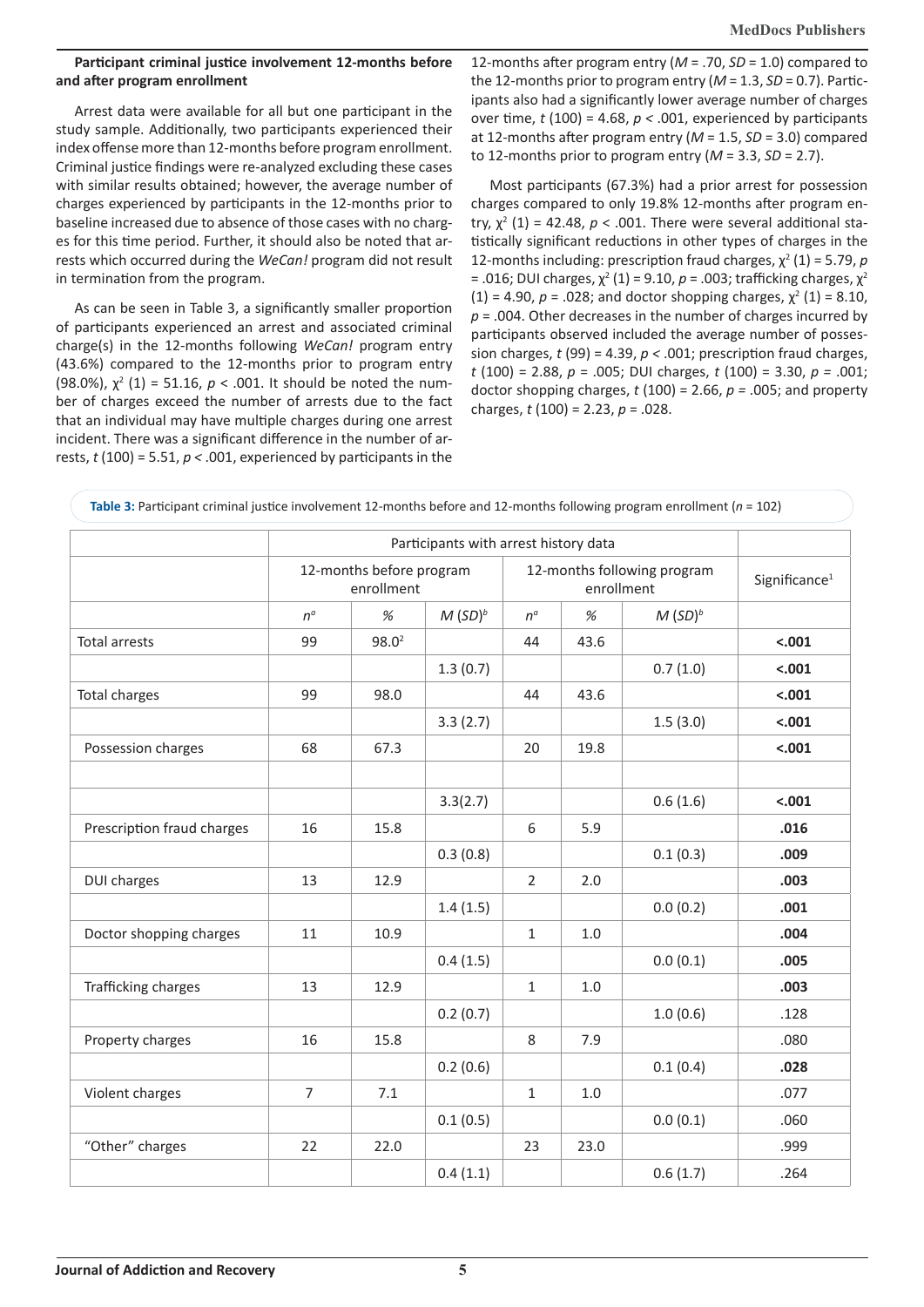**Participant criminal justice involvement 12-months before and after program enrollment**

Arrest data were available for all but one participant in the study sample. Additionally, two participants experienced their index offense more than 12-months before program enrollment. Criminal justice findings were re-analyzed excluding these cases with similar results obtained; however, the average number of charges experienced by participants in the 12-months prior to baseline increased due to absence of those cases with no charges for this time period. Further, it should also be noted that arrests which occurred during the *WeCan!* program did not result in termination from the program.

As can be seen in Table 3, a significantly smaller proportion of participants experienced an arrest and associated criminal charge(s) in the 12-months following *WeCan!* program entry (43.6%) compared to the 12-months prior to program entry (98.0%), $\chi^2$ (1) = 51.16, $p$ < .001. It should be noted the number of charges exceed the number of arrests due to the fact that an individual may have multiple charges during one arrest incident. There was a significant difference in the number of arrests, $t$ (100) = 5.51, $p$ < .001, experienced by participants in the 12-months after program entry ($M$ = .70, $SD$ = 1.0) compared to the 12-months prior to program entry ($M$ = 1.3, $SD$ = 0.7). Participants also had a significantly lower average number of charges over time, $t$ (100) = 4.68, $p$ < .001, experienced by participants at 12-months after program entry ($M$ = 1.5, $SD$ = 3.0) compared to 12-months prior to program entry ($M$ = 3.3, $SD$ = 2.7).

Most participants (67.3%) had a prior arrest for possession charges compared to only 19.8% 12-months after program entry, $\chi^2$ (1) = 42.48, $p$ < .001. There were several additional statistically significant reductions in other types of charges in the 12-months including: prescription fraud charges, $\chi^2$ (1) = 5.79, $p$ = .016; DUI charges, $\chi^2$ (1) = 9.10, $p$ = .003; trafficking charges, $\chi^2$ (1) = 4.90, $p$ = .028; and doctor shopping charges, $\chi^2$ (1) = 8.10, $p$ = .004. Other decreases in the number of charges incurred by participants observed included the average number of possession charges, $t$ (99) = 4.39, $p$ < .001; prescription fraud charges, $t$ (100) = 2.88, $p$ = .005; DUI charges, $t$ (100) = 3.30, $p$ = .001; doctor shopping charges, $t$ (100) = 2.66, $p$ = .005; and property charges, $t$ (100) = 2.23, $p$ = .028.

**Table 3:** Participant criminal justice involvement 12-months before and 12-months following program enrollment ($n$ = 102)

| | Participants with arrest history data | | | | | | |
|---|---|---|---|---|---|---|---|
| | 12-months before program enrollment | | | 12-months following program enrollment | | | Significance[1] |
| | $n^a$ | % | $M$ $(SD)^b$ | $n^a$ | % | $M$ $(SD)^b$ | |
| Total arrests | 99 | 98.0[2] | | 44 | 43.6 | | **<.001** |
| | | | 1.3 (0.7) | | | 0.7 (1.0) | **<.001** |
| Total charges | 99 | 98.0 | | 44 | 43.6 | | **<.001** |
| | | | 3.3 (2.7) | | | 1.5 (3.0) | **<.001** |
| Possession charges | 68 | 67.3 | | 20 | 19.8 | | **<.001** |
| | | | | | | | |
| | | | 3.3(2.7) | | | 0.6 (1.6) | **<.001** |
| Prescription fraud charges | 16 | 15.8 | | 6 | 5.9 | | **.016** |
| | | | 0.3 (0.8) | | | 0.1 (0.3) | **.009** |
| DUI charges | 13 | 12.9 | | 2 | 2.0 | | **.003** |
| | | | 1.4 (1.5) | | | 0.0 (0.2) | **.001** |
| Doctor shopping charges | 11 | 10.9 | | 1 | 1.0 | | **.004** |
| | | | 0.4 (1.5) | | | 0.0 (0.1) | **.005** |
| Trafficking charges | 13 | 12.9 | | 1 | 1.0 | | **.003** |
| | | | 0.2 (0.7) | | | 1.0 (0.6) | .128 |
| Property charges | 16 | 15.8 | | 8 | 7.9 | | .080 |
| | | | 0.2 (0.6) | | | 0.1 (0.4) | **.028** |
| Violent charges | 7 | 7.1 | | 1 | 1.0 | | .077 |
| | | | 0.1 (0.5) | | | 0.0 (0.1) | .060 |
| "Other" charges | 22 | 22.0 | | 23 | 23.0 | | .999 |
| | | | 0.4 (1.1) | | | 0.6 (1.7) | .264 |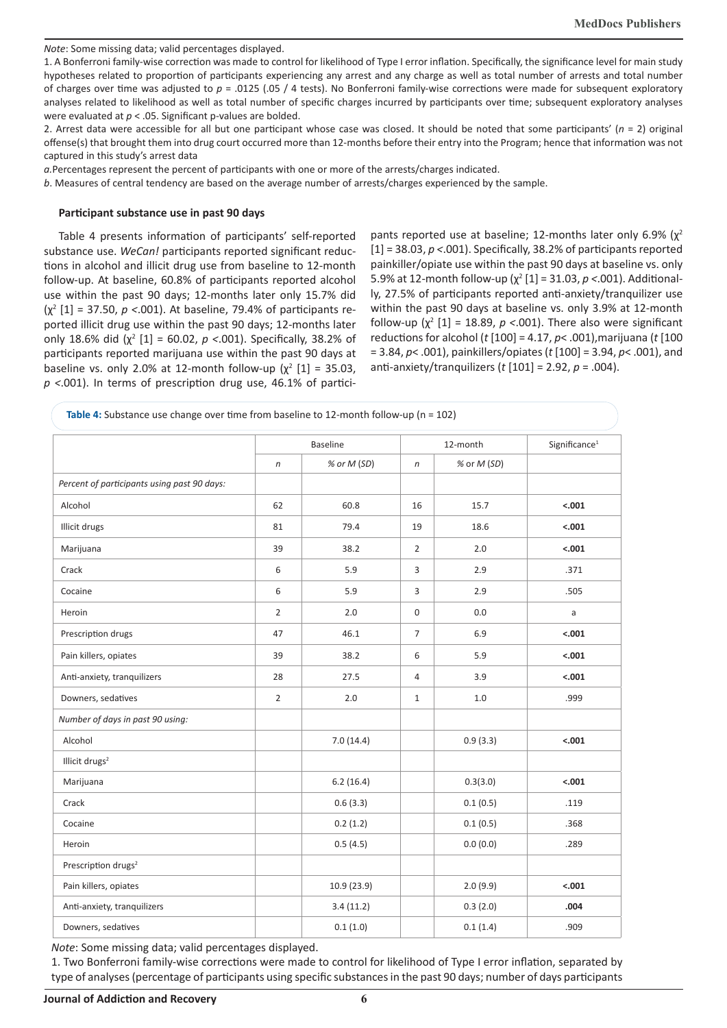*Note*: Some missing data; valid percentages displayed.

1. A Bonferroni family-wise correction was made to control for likelihood of Type I error inflation. Specifically, the significance level for main study hypotheses related to proportion of participants experiencing any arrest and any charge as well as total number of arrests and total number of charges over time was adjusted to $p$ = .0125 (.05 / 4 tests). No Bonferroni family-wise corrections were made for subsequent exploratory analyses related to likelihood as well as total number of specific charges incurred by participants over time; subsequent exploratory analyses were evaluated at $p$ < .05. Significant p-values are bolded.

2. Arrest data were accessible for all but one participant whose case was closed. It should be noted that some participants' ($n$ = 2) original offense(s) that brought them into drug court occurred more than 12-months before their entry into the Program; hence that information was not captured in this study's arrest data

*a.* Percentages represent the percent of participants with one or more of the arrests/charges indicated.

*b*. Measures of central tendency are based on the average number of arrests/charges experienced by the sample.

### Participant substance use in past 90 days

Table 4 presents information of participants' self-reported substance use. *WeCan!* participants reported significant reductions in alcohol and illicit drug use from baseline to 12-month follow-up. At baseline, 60.8% of participants reported alcohol use within the past 90 days; 12-months later only 15.7% did ($\chi^2$ [1] = 37.50, $p$ <.001). At baseline, 79.4% of participants reported illicit drug use within the past 90 days; 12-months later only 18.6% did ($\chi^2$ [1] = 60.02, $p$ <.001). Specifically, 38.2% of participants reported marijuana use within the past 90 days at baseline vs. only 2.0% at 12-month follow-up ($\chi^2$ [1] = 35.03, $p$ <.001). In terms of prescription drug use, 46.1% of participants reported use at baseline; 12-months later only 6.9% ($\chi^2$ [1] = 38.03, $p$ <.001). Specifically, 38.2% of participants reported painkiller/opiate use within the past 90 days at baseline vs. only 5.9% at 12-month follow-up ($\chi^2$ [1] = 31.03, $p$ <.001). Additionally, 27.5% of participants reported anti-anxiety/tranquilizer use within the past 90 days at baseline vs. only 3.9% at 12-month follow-up ($\chi^2$ [1] = 18.89, $p$ <.001). There also were significant reductions for alcohol ($t$ [100] = 4.17, $p$< .001),marijuana ($t$ [100 = 3.84, $p$< .001), painkillers/opiates ($t$ [100] = 3.94, $p$< .001), and anti-anxiety/tranquilizers ($t$ [101] = 2.92, $p$ = .004).

**Table 4:** Substance use change over time from baseline to 12-month follow-up (n = 102)

| | Baseline | | 12-month | | Significance[1] |
|---|---|---|---|---|---|
| | *n* | *% or M (SD)* | *n* | *% or M (SD)* | |
| *Percent of participants using past 90 days:* | | | | | |
| Alcohol | 62 | 60.8 | 16 | 15.7 | **<.001** |
| Illicit drugs | 81 | 79.4 | 19 | 18.6 | **<.001** |
| Marijuana | 39 | 38.2 | 2 | 2.0 | **<.001** |
| Crack | 6 | 5.9 | 3 | 2.9 | .371 |
| Cocaine | 6 | 5.9 | 3 | 2.9 | .505 |
| Heroin | 2 | 2.0 | 0 | 0.0 | a |
| Prescription drugs | 47 | 46.1 | 7 | 6.9 | **<.001** |
| Pain killers, opiates | 39 | 38.2 | 6 | 5.9 | **<.001** |
| Anti-anxiety, tranquilizers | 28 | 27.5 | 4 | 3.9 | **<.001** |
| Downers, sedatives | 2 | 2.0 | 1 | 1.0 | .999 |
| *Number of days in past 90 using:* | | | | | |
| Alcohol | | 7.0 (14.4) | | 0.9 (3.3) | **<.001** |
| Illicit drugs[2] | | | | | |
| Marijuana | | 6.2 (16.4) | | 0.3(3.0) | **<.001** |
| Crack | | 0.6 (3.3) | | 0.1 (0.5) | .119 |
| Cocaine | | 0.2 (1.2) | | 0.1 (0.5) | .368 |
| Heroin | | 0.5 (4.5) | | 0.0 (0.0) | .289 |
| Prescription drugs[2] | | | | | |
| Pain killers, opiates | | 10.9 (23.9) | | 2.0 (9.9) | **<.001** |
| Anti-anxiety, tranquilizers | | 3.4 (11.2) | | 0.3 (2.0) | **.004** |
| Downers, sedatives | | 0.1 (1.0) | | 0.1 (1.4) | .909 |

*Note*: Some missing data; valid percentages displayed.

1. Two Bonferroni family-wise corrections were made to control for likelihood of Type I error inflation, separated by type of analyses (percentage of participants using specific substances in the past 90 days; number of days participants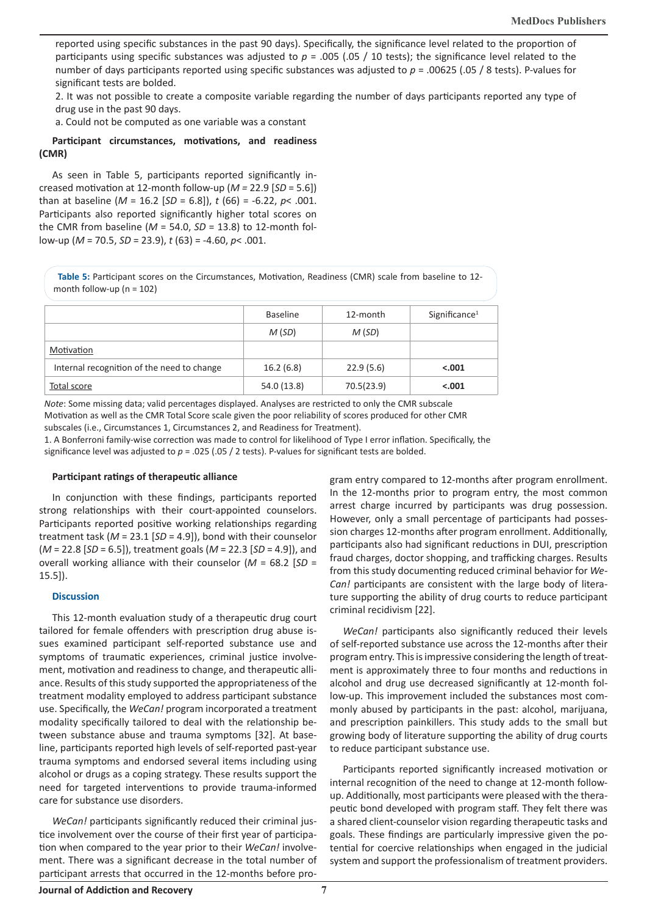reported using specific substances in the past 90 days). Specifically, the significance level related to the proportion of participants using specific substances was adjusted to $p$ = .005 (.05 / 10 tests); the significance level related to the number of days participants reported using specific substances was adjusted to $p$ = .00625 (.05 / 8 tests). P-values for significant tests are bolded.

2. It was not possible to create a composite variable regarding the number of days participants reported any type of drug use in the past 90 days.

a. Could not be computed as one variable was a constant

**Participant circumstances, motivations, and readiness (CMR)**

As seen in Table 5, participants reported significantly increased motivation at 12-month follow-up ($M$ = 22.9 [$SD$ = 5.6]) than at baseline ($M$ = 16.2 [$SD$ = 6.8]), $t$ (66) = -6.22, $p$< .001. Participants also reported significantly higher total scores on the CMR from baseline ($M$ = 54.0, $SD$ = 13.8) to 12-month follow-up ($M$ = 70.5, $SD$ = 23.9), $t$ (63) = -4.60, $p$< .001.

**Table 5:** Participant scores on the Circumstances, Motivation, Readiness (CMR) scale from baseline to 12-month follow-up (n = 102)

| | Baseline | 12-month | Significance[1] |
|---|---|---|---|
| | *M* (*SD*) | *M* (*SD*) | |
| Motivation | | | |
| Internal recognition of the need to change | 16.2 (6.8) | 22.9 (5.6) | **<.001** |
| Total score | 54.0 (13.8) | 70.5(23.9) | **<.001** |

*Note*: Some missing data; valid percentages displayed. Analyses are restricted to only the CMR subscale Motivation as well as the CMR Total Score scale given the poor reliability of scores produced for other CMR subscales (i.e., Circumstances 1, Circumstances 2, and Readiness for Treatment).

1. A Bonferroni family-wise correction was made to control for likelihood of Type I error inflation. Specifically, the significance level was adjusted to $p$ = .025 (.05 / 2 tests). P-values for significant tests are bolded.

**Participant ratings of therapeutic alliance**

In conjunction with these findings, participants reported strong relationships with their court-appointed counselors. Participants reported positive working relationships regarding treatment task ($M$ = 23.1 [$SD$ = 4.9]), bond with their counselor ($M$ = 22.8 [$SD$ = 6.5]), treatment goals ($M$ = 22.3 [$SD$ = 4.9]), and overall working alliance with their counselor ($M$ = 68.2 [$SD$ = 15.5]).

## Discussion

This 12-month evaluation study of a therapeutic drug court tailored for female offenders with prescription drug abuse issues examined participant self-reported substance use and symptoms of traumatic experiences, criminal justice involvement, motivation and readiness to change, and therapeutic alliance. Results of this study supported the appropriateness of the treatment modality employed to address participant substance use. Specifically, the *WeCan!* program incorporated a treatment modality specifically tailored to deal with the relationship between substance abuse and trauma symptoms [32]. At baseline, participants reported high levels of self-reported past-year trauma symptoms and endorsed several items including using alcohol or drugs as a coping strategy. These results support the need for targeted interventions to provide trauma-informed care for substance use disorders.

*WeCan!* participants significantly reduced their criminal justice involvement over the course of their first year of participation when compared to the year prior to their *WeCan!* involvement. There was a significant decrease in the total number of participant arrests that occurred in the 12-months before program entry compared to 12-months after program enrollment. In the 12-months prior to program entry, the most common arrest charge incurred by participants was drug possession. However, only a small percentage of participants had possession charges 12-months after program enrollment. Additionally, participants also had significant reductions in DUI, prescription fraud charges, doctor shopping, and trafficking charges. Results from this study documenting reduced criminal behavior for *We-Can!* participants are consistent with the large body of literature supporting the ability of drug courts to reduce participant criminal recidivism [22].

*WeCan!* participants also significantly reduced their levels of self-reported substance use across the 12-months after their program entry. This is impressive considering the length of treatment is approximately three to four months and reductions in alcohol and drug use decreased significantly at 12-month follow-up. This improvement included the substances most commonly abused by participants in the past: alcohol, marijuana, and prescription painkillers. This study adds to the small but growing body of literature supporting the ability of drug courts to reduce participant substance use.

Participants reported significantly increased motivation or internal recognition of the need to change at 12-month follow-up. Additionally, most participants were pleased with the therapeutic bond developed with program staff. They felt there was a shared client-counselor vision regarding therapeutic tasks and goals. These findings are particularly impressive given the potential for coercive relationships when engaged in the judicial system and support the professionalism of treatment providers.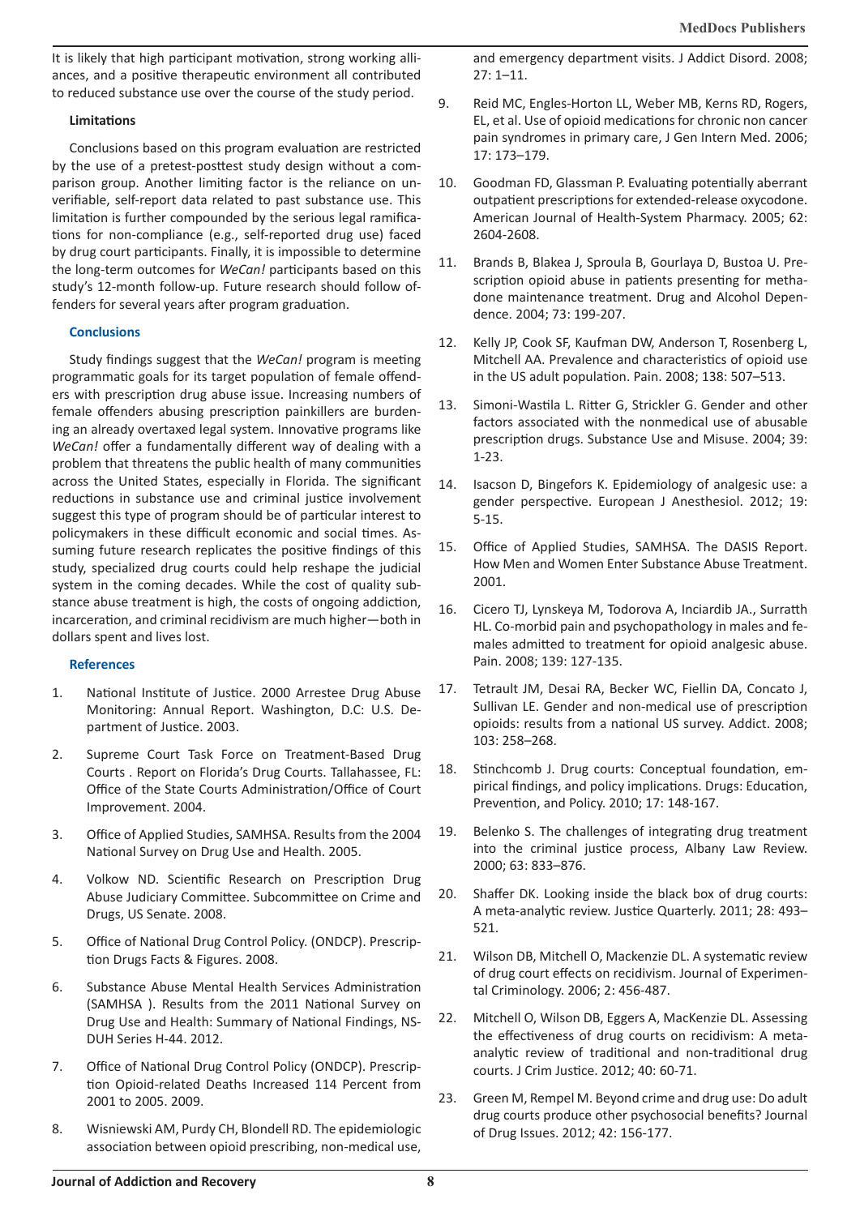It is likely that high participant motivation, strong working alliances, and a positive therapeutic environment all contributed to reduced substance use over the course of the study period.

**Limitations**

Conclusions based on this program evaluation are restricted by the use of a pretest-posttest study design without a comparison group. Another limiting factor is the reliance on unverifiable, self-report data related to past substance use. This limitation is further compounded by the serious legal ramifications for non-compliance (e.g., self-reported drug use) faced by drug court participants. Finally, it is impossible to determine the long-term outcomes for *WeCan!* participants based on this study's 12-month follow-up. Future research should follow offenders for several years after program graduation.

## Conclusions

Study findings suggest that the *WeCan!* program is meeting programmatic goals for its target population of female offenders with prescription drug abuse issue. Increasing numbers of female offenders abusing prescription painkillers are burdening an already overtaxed legal system. Innovative programs like *WeCan!* offer a fundamentally different way of dealing with a problem that threatens the public health of many communities across the United States, especially in Florida. The significant reductions in substance use and criminal justice involvement suggest this type of program should be of particular interest to policymakers in these difficult economic and social times. Assuming future research replicates the positive findings of this study, specialized drug courts could help reshape the judicial system in the coming decades. While the cost of quality substance abuse treatment is high, the costs of ongoing addiction, incarceration, and criminal recidivism are much higher—both in dollars spent and lives lost.

## References

1. National Institute of Justice. 2000 Arrestee Drug Abuse Monitoring: Annual Report. Washington, D.C: U.S. Department of Justice. 2003.
2. Supreme Court Task Force on Treatment-Based Drug Courts . Report on Florida's Drug Courts. Tallahassee, FL: Office of the State Courts Administration/Office of Court Improvement. 2004.
3. Office of Applied Studies, SAMHSA. Results from the 2004 National Survey on Drug Use and Health. 2005.
4. Volkow ND. Scientific Research on Prescription Drug Abuse Judiciary Committee. Subcommittee on Crime and Drugs, US Senate. 2008.
5. Office of National Drug Control Policy. (ONDCP). Prescription Drugs Facts & Figures. 2008.
6. Substance Abuse Mental Health Services Administration (SAMHSA ). Results from the 2011 National Survey on Drug Use and Health: Summary of National Findings, NSDUH Series H-44. 2012.
7. Office of National Drug Control Policy (ONDCP). Prescription Opioid-related Deaths Increased 114 Percent from 2001 to 2005. 2009.
8. Wisniewski AM, Purdy CH, Blondell RD. The epidemiologic association between opioid prescribing, non-medical use, and emergency department visits. J Addict Disord. 2008; 27: 1–11.
9. Reid MC, Engles-Horton LL, Weber MB, Kerns RD, Rogers, EL, et al. Use of opioid medications for chronic non cancer pain syndromes in primary care, J Gen Intern Med. 2006; 17: 173–179.
10. Goodman FD, Glassman P. Evaluating potentially aberrant outpatient prescriptions for extended-release oxycodone. American Journal of Health-System Pharmacy. 2005; 62: 2604-2608.
11. Brands B, Blakea J, Sproula B, Gourlaya D, Bustoa U. Prescription opioid abuse in patients presenting for methadone maintenance treatment. Drug and Alcohol Dependence. 2004; 73: 199-207.
12. Kelly JP, Cook SF, Kaufman DW, Anderson T, Rosenberg L, Mitchell AA. Prevalence and characteristics of opioid use in the US adult population. Pain. 2008; 138: 507–513.
13. Simoni-Wastila L. Ritter G, Strickler G. Gender and other factors associated with the nonmedical use of abusable prescription drugs. Substance Use and Misuse. 2004; 39: 1-23.
14. Isacson D, Bingefors K. Epidemiology of analgesic use: a gender perspective. European J Anesthesiol. 2012; 19: 5-15.
15. Office of Applied Studies, SAMHSA. The DASIS Report. How Men and Women Enter Substance Abuse Treatment. 2001.
16. Cicero TJ, Lynskeya M, Todorova A, Inciardib JA., Surratth HL. Co-morbid pain and psychopathology in males and females admitted to treatment for opioid analgesic abuse. Pain. 2008; 139: 127-135.
17. Tetrault JM, Desai RA, Becker WC, Fiellin DA, Concato J, Sullivan LE. Gender and non-medical use of prescription opioids: results from a national US survey. Addict. 2008; 103: 258–268.
18. Stinchcomb J. Drug courts: Conceptual foundation, empirical findings, and policy implications. Drugs: Education, Prevention, and Policy. 2010; 17: 148-167.
19. Belenko S. The challenges of integrating drug treatment into the criminal justice process, Albany Law Review. 2000; 63: 833–876.
20. Shaffer DK. Looking inside the black box of drug courts: A meta-analytic review. Justice Quarterly. 2011; 28: 493–521.
21. Wilson DB, Mitchell O, Mackenzie DL. A systematic review of drug court effects on recidivism. Journal of Experimental Criminology. 2006; 2: 456-487.
22. Mitchell O, Wilson DB, Eggers A, MacKenzie DL. Assessing the effectiveness of drug courts on recidivism: A meta-analytic review of traditional and non-traditional drug courts. J Crim Justice. 2012; 40: 60-71.
23. Green M, Rempel M. Beyond crime and drug use: Do adult drug courts produce other psychosocial benefits? Journal of Drug Issues. 2012; 42: 156-177.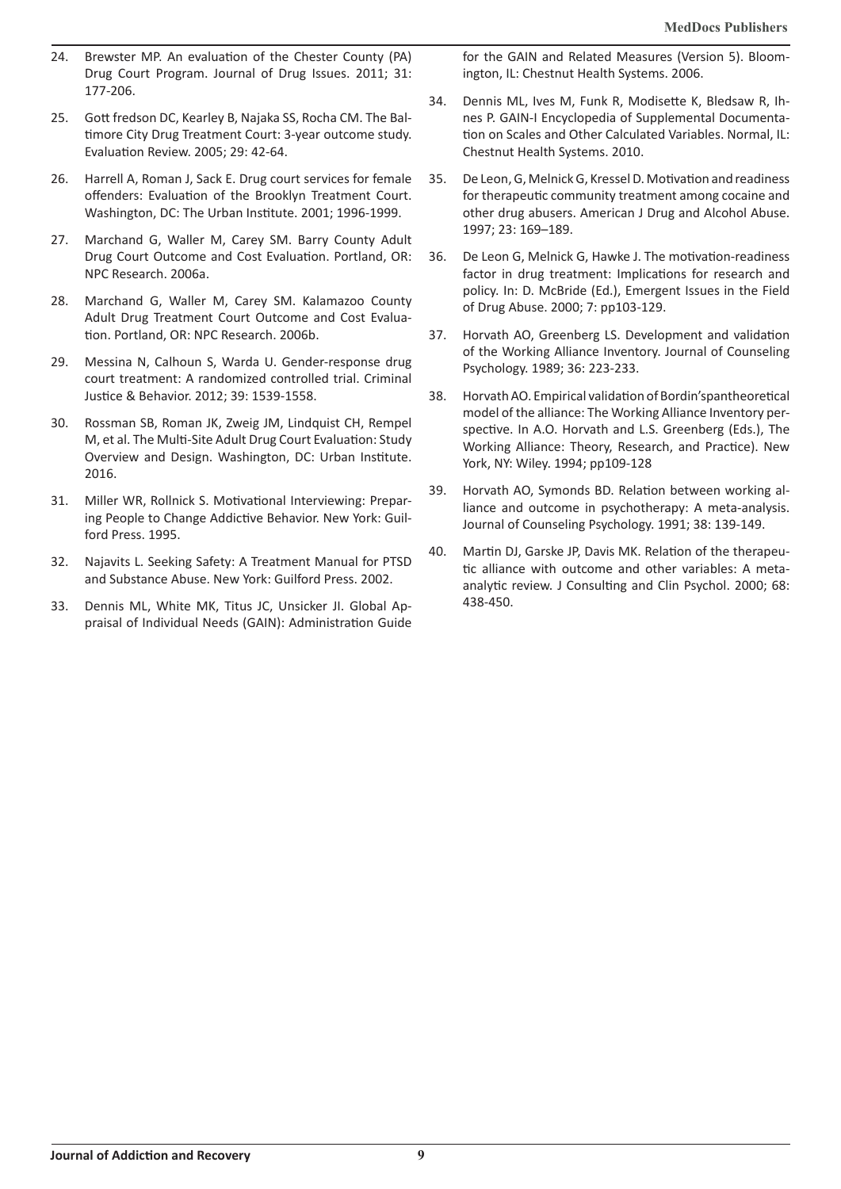24. Brewster MP. An evaluation of the Chester County (PA) Drug Court Program. Journal of Drug Issues. 2011; 31: 177-206.

25. Gott fredson DC, Kearley B, Najaka SS, Rocha CM. The Baltimore City Drug Treatment Court: 3-year outcome study. Evaluation Review. 2005; 29: 42-64.

26. Harrell A, Roman J, Sack E. Drug court services for female offenders: Evaluation of the Brooklyn Treatment Court. Washington, DC: The Urban Institute. 2001; 1996-1999.

27. Marchand G, Waller M, Carey SM. Barry County Adult Drug Court Outcome and Cost Evaluation. Portland, OR: NPC Research. 2006a.

28. Marchand G, Waller M, Carey SM. Kalamazoo County Adult Drug Treatment Court Outcome and Cost Evaluation. Portland, OR: NPC Research. 2006b.

29. Messina N, Calhoun S, Warda U. Gender-response drug court treatment: A randomized controlled trial. Criminal Justice & Behavior. 2012; 39: 1539-1558.

30. Rossman SB, Roman JK, Zweig JM, Lindquist CH, Rempel M, et al. The Multi-Site Adult Drug Court Evaluation: Study Overview and Design. Washington, DC: Urban Institute. 2016.

31. Miller WR, Rollnick S. Motivational Interviewing: Preparing People to Change Addictive Behavior. New York: Guilford Press. 1995.

32. Najavits L. Seeking Safety: A Treatment Manual for PTSD and Substance Abuse. New York: Guilford Press. 2002.

33. Dennis ML, White MK, Titus JC, Unsicker JI. Global Appraisal of Individual Needs (GAIN): Administration Guide for the GAIN and Related Measures (Version 5). Bloomington, IL: Chestnut Health Systems. 2006.

34. Dennis ML, Ives M, Funk R, Modisette K, Bledsaw R, Ihnes P. GAIN-I Encyclopedia of Supplemental Documentation on Scales and Other Calculated Variables. Normal, IL: Chestnut Health Systems. 2010.

35. De Leon, G, Melnick G, Kressel D. Motivation and readiness for therapeutic community treatment among cocaine and other drug abusers. American J Drug and Alcohol Abuse. 1997; 23: 169–189.

36. De Leon G, Melnick G, Hawke J. The motivation-readiness factor in drug treatment: Implications for research and policy. In: D. McBride (Ed.), Emergent Issues in the Field of Drug Abuse. 2000; 7: pp103-129.

37. Horvath AO, Greenberg LS. Development and validation of the Working Alliance Inventory. Journal of Counseling Psychology. 1989; 36: 223-233.

38. Horvath AO. Empirical validation of Bordin'spantheoretical model of the alliance: The Working Alliance Inventory perspective. In A.O. Horvath and L.S. Greenberg (Eds.), The Working Alliance: Theory, Research, and Practice). New York, NY: Wiley. 1994; pp109-128

39. Horvath AO, Symonds BD. Relation between working alliance and outcome in psychotherapy: A meta-analysis. Journal of Counseling Psychology. 1991; 38: 139-149.

40. Martin DJ, Garske JP, Davis MK. Relation of the therapeutic alliance with outcome and other variables: A meta-analytic review. J Consulting and Clin Psychol. 2000; 68: 438-450.